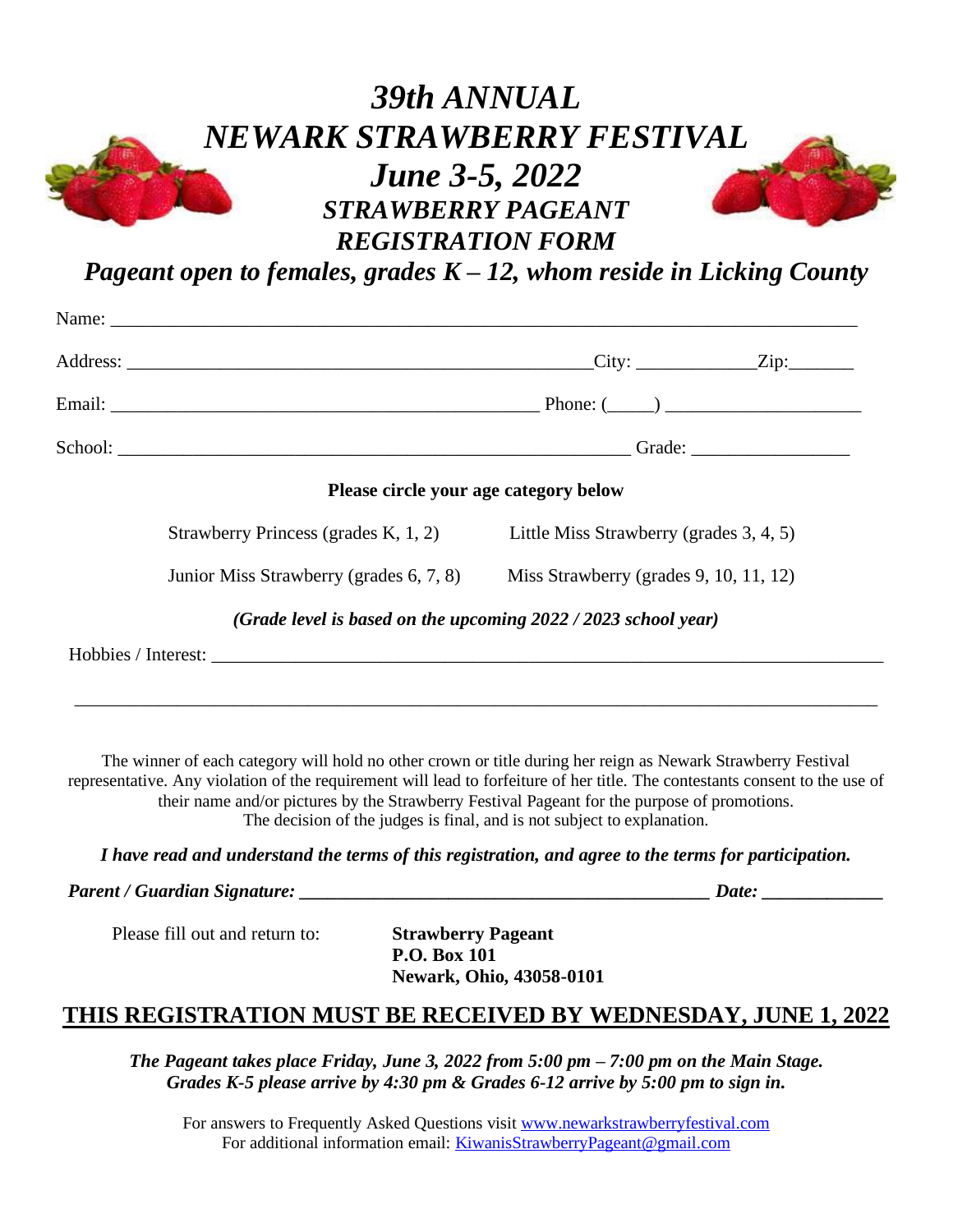# *39th ANNUAL*
# *NEWARK STRAWBERRY FESTIVAL*
# *June 3-5, 2022*
## *STRAWBERRY PAGEANT*
## *REGISTRATION FORM*

***Pageant open to females, grades K – 12, whom reside in Licking County***

Name: ___________________________________________________________________________

Address: ___________________________________________________City: ____________Zip:_______

Email: _______________________________________________ Phone: (_____) ____________________

School: ________________________________________________________ Grade: ________________

**Please circle your age category below**

| | |
|---|---|
| Strawberry Princess (grades K, 1, 2) | Little Miss Strawberry (grades 3, 4, 5) |
| Junior Miss Strawberry (grades 6, 7, 8) | Miss Strawberry (grades 9, 10, 11, 12) |

***(Grade level is based on the upcoming 2022 / 2023 school year)***

Hobbies / Interest: ___________________________________________________________________________

_______________________________________________________________________________________

The winner of each category will hold no other crown or title during her reign as Newark Strawberry Festival representative. Any violation of the requirement will lead to forfeiture of her title. The contestants consent to the use of their name and/or pictures by the Strawberry Festival Pageant for the purpose of promotions. The decision of the judges is final, and is not subject to explanation.

***I have read and understand the terms of this registration, and agree to the terms for participation.***

***Parent / Guardian Signature: _____________________________________________ Date: _____________***

Please fill out and return to:

**Strawberry Pageant**
**P.O. Box 101**
**Newark, Ohio, 43058-0101**

**<u>THIS REGISTRATION MUST BE RECEIVED BY WEDNESDAY, JUNE 1, 2022</u>**

***The Pageant takes place Friday, June 3, 2022 from 5:00 pm – 7:00 pm on the Main Stage.***
***Grades K-5 please arrive by 4:30 pm & Grades 6-12 arrive by 5:00 pm to sign in.***

For answers to Frequently Asked Questions visit www.newarkstrawberryfestival.com
For additional information email: KiwanisStrawberryPageant@gmail.com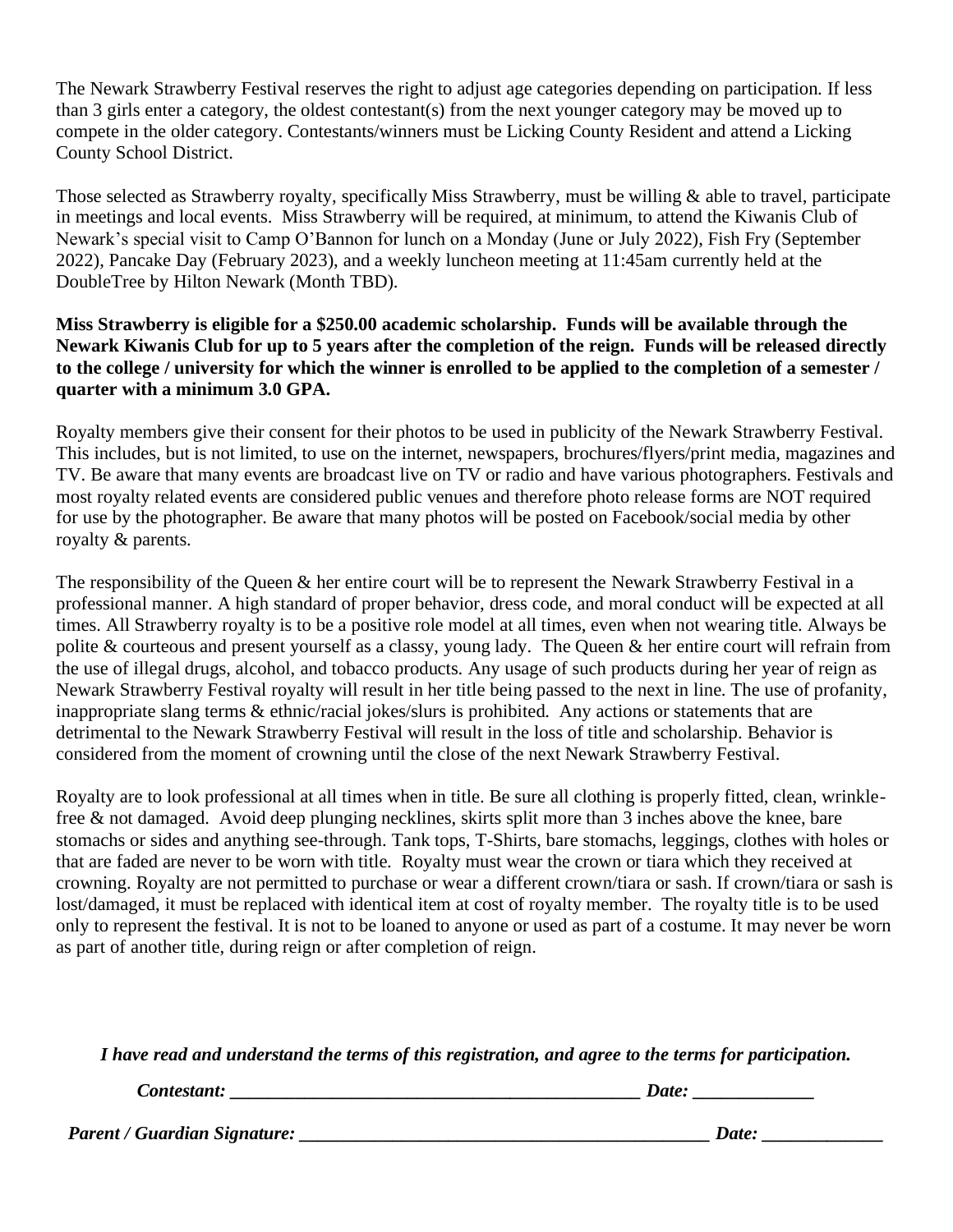The Newark Strawberry Festival reserves the right to adjust age categories depending on participation. If less than 3 girls enter a category, the oldest contestant(s) from the next younger category may be moved up to compete in the older category. Contestants/winners must be Licking County Resident and attend a Licking County School District.

Those selected as Strawberry royalty, specifically Miss Strawberry, must be willing & able to travel, participate in meetings and local events. Miss Strawberry will be required, at minimum, to attend the Kiwanis Club of Newark's special visit to Camp O'Bannon for lunch on a Monday (June or July 2022), Fish Fry (September 2022), Pancake Day (February 2023), and a weekly luncheon meeting at 11:45am currently held at the DoubleTree by Hilton Newark (Month TBD).

**Miss Strawberry is eligible for a $250.00 academic scholarship. Funds will be available through the Newark Kiwanis Club for up to 5 years after the completion of the reign. Funds will be released directly to the college / university for which the winner is enrolled to be applied to the completion of a semester / quarter with a minimum 3.0 GPA.**

Royalty members give their consent for their photos to be used in publicity of the Newark Strawberry Festival. This includes, but is not limited, to use on the internet, newspapers, brochures/flyers/print media, magazines and TV. Be aware that many events are broadcast live on TV or radio and have various photographers. Festivals and most royalty related events are considered public venues and therefore photo release forms are NOT required for use by the photographer. Be aware that many photos will be posted on Facebook/social media by other royalty & parents.

The responsibility of the Queen & her entire court will be to represent the Newark Strawberry Festival in a professional manner. A high standard of proper behavior, dress code, and moral conduct will be expected at all times. All Strawberry royalty is to be a positive role model at all times, even when not wearing title. Always be polite & courteous and present yourself as a classy, young lady. The Queen & her entire court will refrain from the use of illegal drugs, alcohol, and tobacco products. Any usage of such products during her year of reign as Newark Strawberry Festival royalty will result in her title being passed to the next in line. The use of profanity, inappropriate slang terms & ethnic/racial jokes/slurs is prohibited. Any actions or statements that are detrimental to the Newark Strawberry Festival will result in the loss of title and scholarship. Behavior is considered from the moment of crowning until the close of the next Newark Strawberry Festival.

Royalty are to look professional at all times when in title. Be sure all clothing is properly fitted, clean, wrinkle-free & not damaged. Avoid deep plunging necklines, skirts split more than 3 inches above the knee, bare stomachs or sides and anything see-through. Tank tops, T-Shirts, bare stomachs, leggings, clothes with holes or that are faded are never to be worn with title. Royalty must wear the crown or tiara which they received at crowning. Royalty are not permitted to purchase or wear a different crown/tiara or sash. If crown/tiara or sash is lost/damaged, it must be replaced with identical item at cost of royalty member. The royalty title is to be used only to represent the festival. It is not to be loaned to anyone or used as part of a costume. It may never be worn as part of another title, during reign or after completion of reign.

***I have read and understand the terms of this registration, and agree to the terms for participation.***

***Contestant:*** ______________________________________________ ***Date:*** _____________

***Parent / Guardian Signature:*** ______________________________________________ ***Date:*** _____________